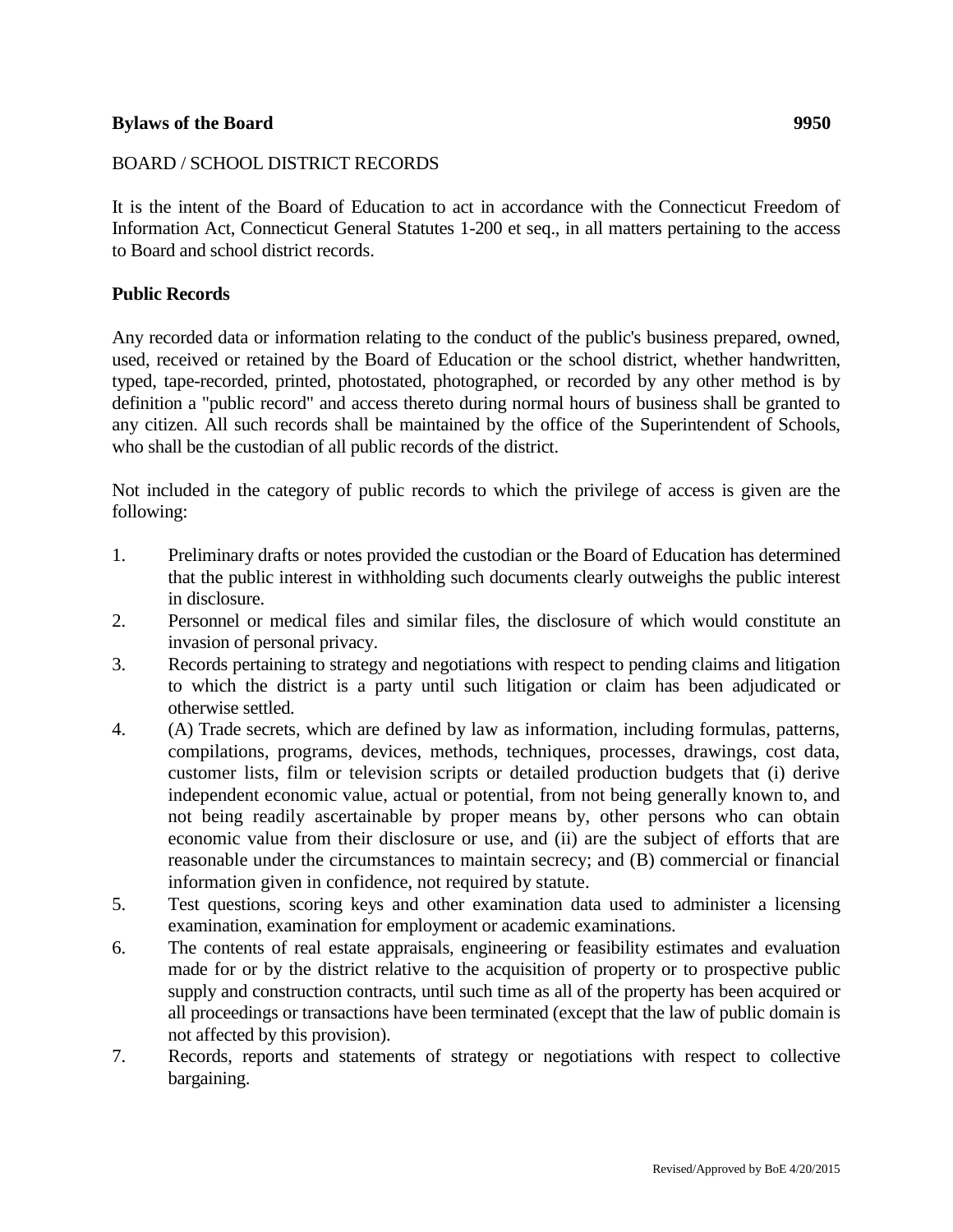**Bylaws of the Board** **9950**

BOARD / SCHOOL DISTRICT RECORDS

It is the intent of the Board of Education to act in accordance with the Connecticut Freedom of Information Act, Connecticut General Statutes 1-200 et seq., in all matters pertaining to the access to Board and school district records.

**Public Records**

Any recorded data or information relating to the conduct of the public's business prepared, owned, used, received or retained by the Board of Education or the school district, whether handwritten, typed, tape-recorded, printed, photostated, photographed, or recorded by any other method is by definition a "public record" and access thereto during normal hours of business shall be granted to any citizen. All such records shall be maintained by the office of the Superintendent of Schools, who shall be the custodian of all public records of the district.

Not included in the category of public records to which the privilege of access is given are the following:

1. Preliminary drafts or notes provided the custodian or the Board of Education has determined that the public interest in withholding such documents clearly outweighs the public interest in disclosure.
2. Personnel or medical files and similar files, the disclosure of which would constitute an invasion of personal privacy.
3. Records pertaining to strategy and negotiations with respect to pending claims and litigation to which the district is a party until such litigation or claim has been adjudicated or otherwise settled.
4. (A) Trade secrets, which are defined by law as information, including formulas, patterns, compilations, programs, devices, methods, techniques, processes, drawings, cost data, customer lists, film or television scripts or detailed production budgets that (i) derive independent economic value, actual or potential, from not being generally known to, and not being readily ascertainable by proper means by, other persons who can obtain economic value from their disclosure or use, and (ii) are the subject of efforts that are reasonable under the circumstances to maintain secrecy; and (B) commercial or financial information given in confidence, not required by statute.
5. Test questions, scoring keys and other examination data used to administer a licensing examination, examination for employment or academic examinations.
6. The contents of real estate appraisals, engineering or feasibility estimates and evaluation made for or by the district relative to the acquisition of property or to prospective public supply and construction contracts, until such time as all of the property has been acquired or all proceedings or transactions have been terminated (except that the law of public domain is not affected by this provision).
7. Records, reports and statements of strategy or negotiations with respect to collective bargaining.

Revised/Approved by BoE 4/20/2015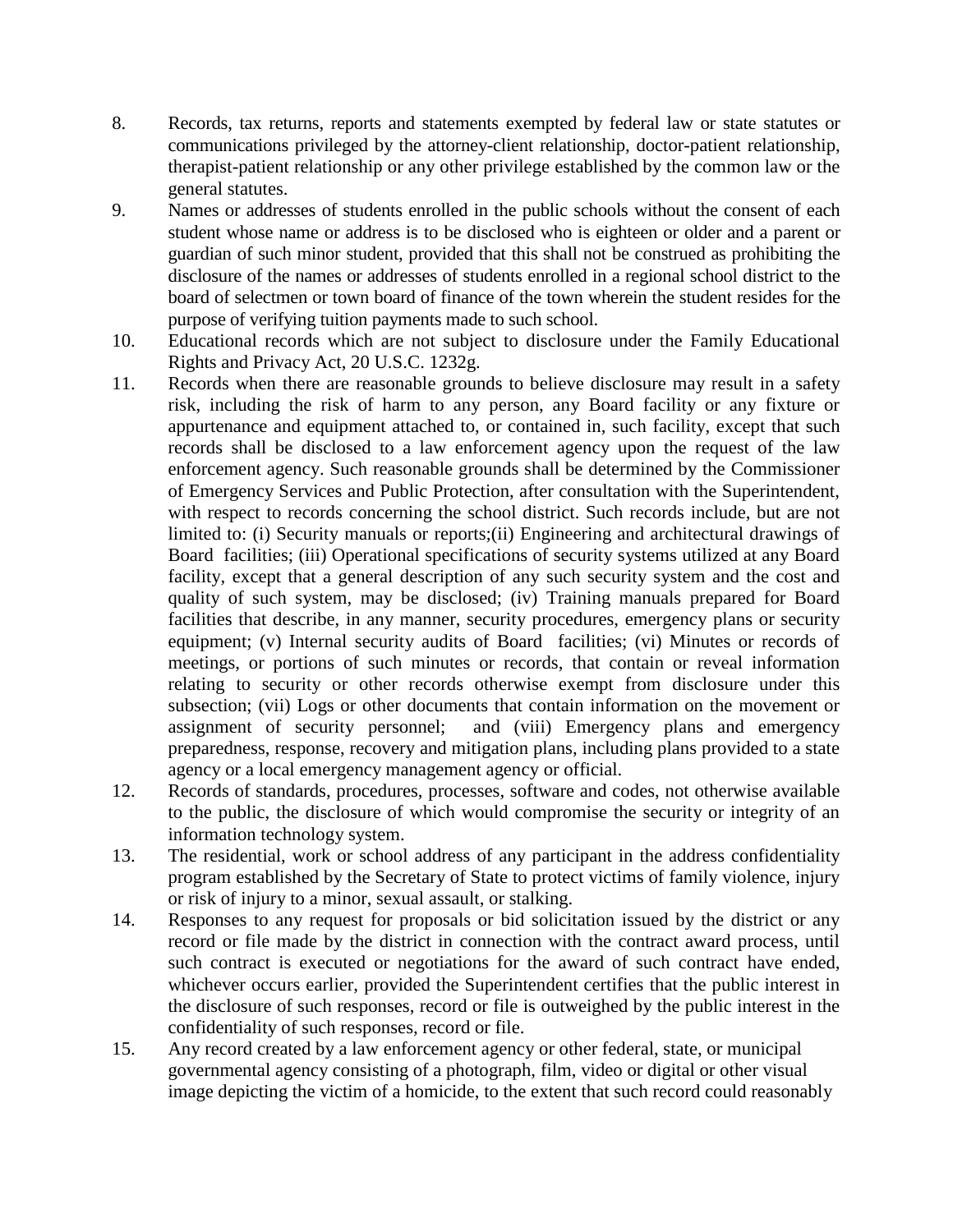8. Records, tax returns, reports and statements exempted by federal law or state statutes or communications privileged by the attorney-client relationship, doctor-patient relationship, therapist-patient relationship or any other privilege established by the common law or the general statutes.
9. Names or addresses of students enrolled in the public schools without the consent of each student whose name or address is to be disclosed who is eighteen or older and a parent or guardian of such minor student, provided that this shall not be construed as prohibiting the disclosure of the names or addresses of students enrolled in a regional school district to the board of selectmen or town board of finance of the town wherein the student resides for the purpose of verifying tuition payments made to such school.
10. Educational records which are not subject to disclosure under the Family Educational Rights and Privacy Act, 20 U.S.C. 1232g.
11. Records when there are reasonable grounds to believe disclosure may result in a safety risk, including the risk of harm to any person, any Board facility or any fixture or appurtenance and equipment attached to, or contained in, such facility, except that such records shall be disclosed to a law enforcement agency upon the request of the law enforcement agency. Such reasonable grounds shall be determined by the Commissioner of Emergency Services and Public Protection, after consultation with the Superintendent, with respect to records concerning the school district. Such records include, but are not limited to: (i) Security manuals or reports;(ii) Engineering and architectural drawings of Board facilities; (iii) Operational specifications of security systems utilized at any Board facility, except that a general description of any such security system and the cost and quality of such system, may be disclosed; (iv) Training manuals prepared for Board facilities that describe, in any manner, security procedures, emergency plans or security equipment; (v) Internal security audits of Board facilities; (vi) Minutes or records of meetings, or portions of such minutes or records, that contain or reveal information relating to security or other records otherwise exempt from disclosure under this subsection; (vii) Logs or other documents that contain information on the movement or assignment of security personnel; and (viii) Emergency plans and emergency preparedness, response, recovery and mitigation plans, including plans provided to a state agency or a local emergency management agency or official.
12. Records of standards, procedures, processes, software and codes, not otherwise available to the public, the disclosure of which would compromise the security or integrity of an information technology system.
13. The residential, work or school address of any participant in the address confidentiality program established by the Secretary of State to protect victims of family violence, injury or risk of injury to a minor, sexual assault, or stalking.
14. Responses to any request for proposals or bid solicitation issued by the district or any record or file made by the district in connection with the contract award process, until such contract is executed or negotiations for the award of such contract have ended, whichever occurs earlier, provided the Superintendent certifies that the public interest in the disclosure of such responses, record or file is outweighed by the public interest in the confidentiality of such responses, record or file.
15. Any record created by a law enforcement agency or other federal, state, or municipal governmental agency consisting of a photograph, film, video or digital or other visual image depicting the victim of a homicide, to the extent that such record could reasonably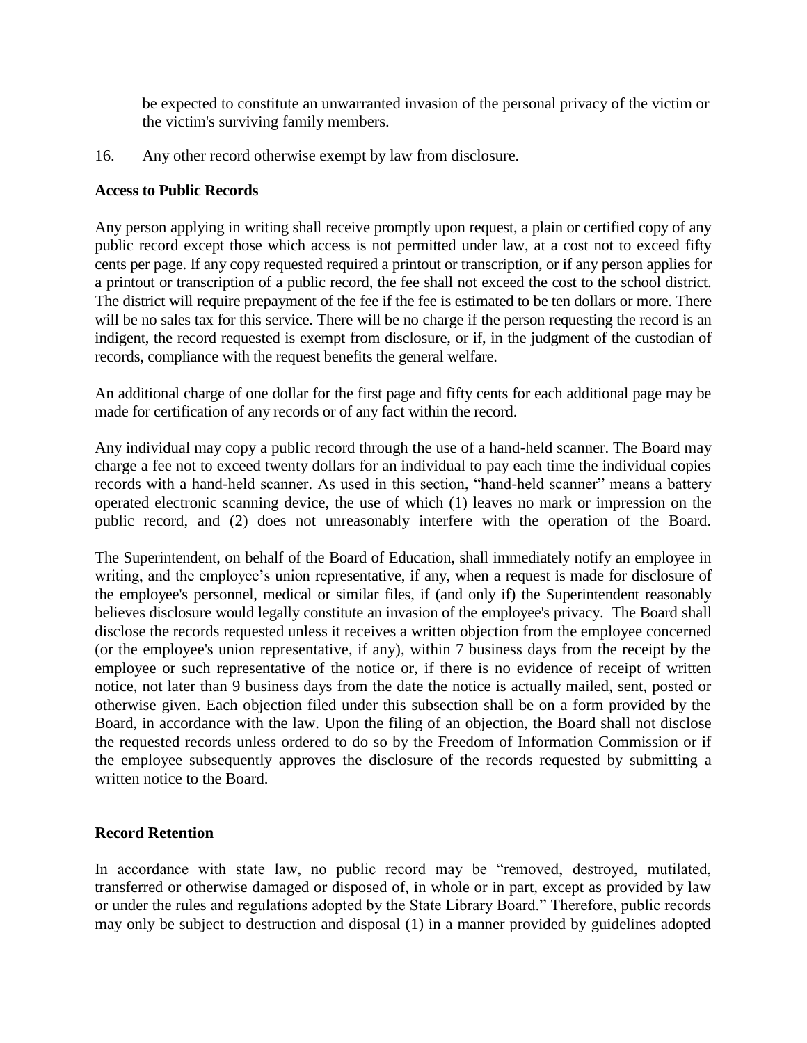be expected to constitute an unwarranted invasion of the personal privacy of the victim or the victim's surviving family members.

16. Any other record otherwise exempt by law from disclosure.

**Access to Public Records**

Any person applying in writing shall receive promptly upon request, a plain or certified copy of any public record except those which access is not permitted under law, at a cost not to exceed fifty cents per page. If any copy requested required a printout or transcription, or if any person applies for a printout or transcription of a public record, the fee shall not exceed the cost to the school district. The district will require prepayment of the fee if the fee is estimated to be ten dollars or more. There will be no sales tax for this service. There will be no charge if the person requesting the record is an indigent, the record requested is exempt from disclosure, or if, in the judgment of the custodian of records, compliance with the request benefits the general welfare.

An additional charge of one dollar for the first page and fifty cents for each additional page may be made for certification of any records or of any fact within the record.

Any individual may copy a public record through the use of a hand-held scanner. The Board may charge a fee not to exceed twenty dollars for an individual to pay each time the individual copies records with a hand-held scanner. As used in this section, "hand-held scanner" means a battery operated electronic scanning device, the use of which (1) leaves no mark or impression on the public record, and (2) does not unreasonably interfere with the operation of the Board.

The Superintendent, on behalf of the Board of Education, shall immediately notify an employee in writing, and the employee's union representative, if any, when a request is made for disclosure of the employee's personnel, medical or similar files, if (and only if) the Superintendent reasonably believes disclosure would legally constitute an invasion of the employee's privacy. The Board shall disclose the records requested unless it receives a written objection from the employee concerned (or the employee's union representative, if any), within 7 business days from the receipt by the employee or such representative of the notice or, if there is no evidence of receipt of written notice, not later than 9 business days from the date the notice is actually mailed, sent, posted or otherwise given. Each objection filed under this subsection shall be on a form provided by the Board, in accordance with the law. Upon the filing of an objection, the Board shall not disclose the requested records unless ordered to do so by the Freedom of Information Commission or if the employee subsequently approves the disclosure of the records requested by submitting a written notice to the Board.

**Record Retention**

In accordance with state law, no public record may be "removed, destroyed, mutilated, transferred or otherwise damaged or disposed of, in whole or in part, except as provided by law or under the rules and regulations adopted by the State Library Board." Therefore, public records may only be subject to destruction and disposal (1) in a manner provided by guidelines adopted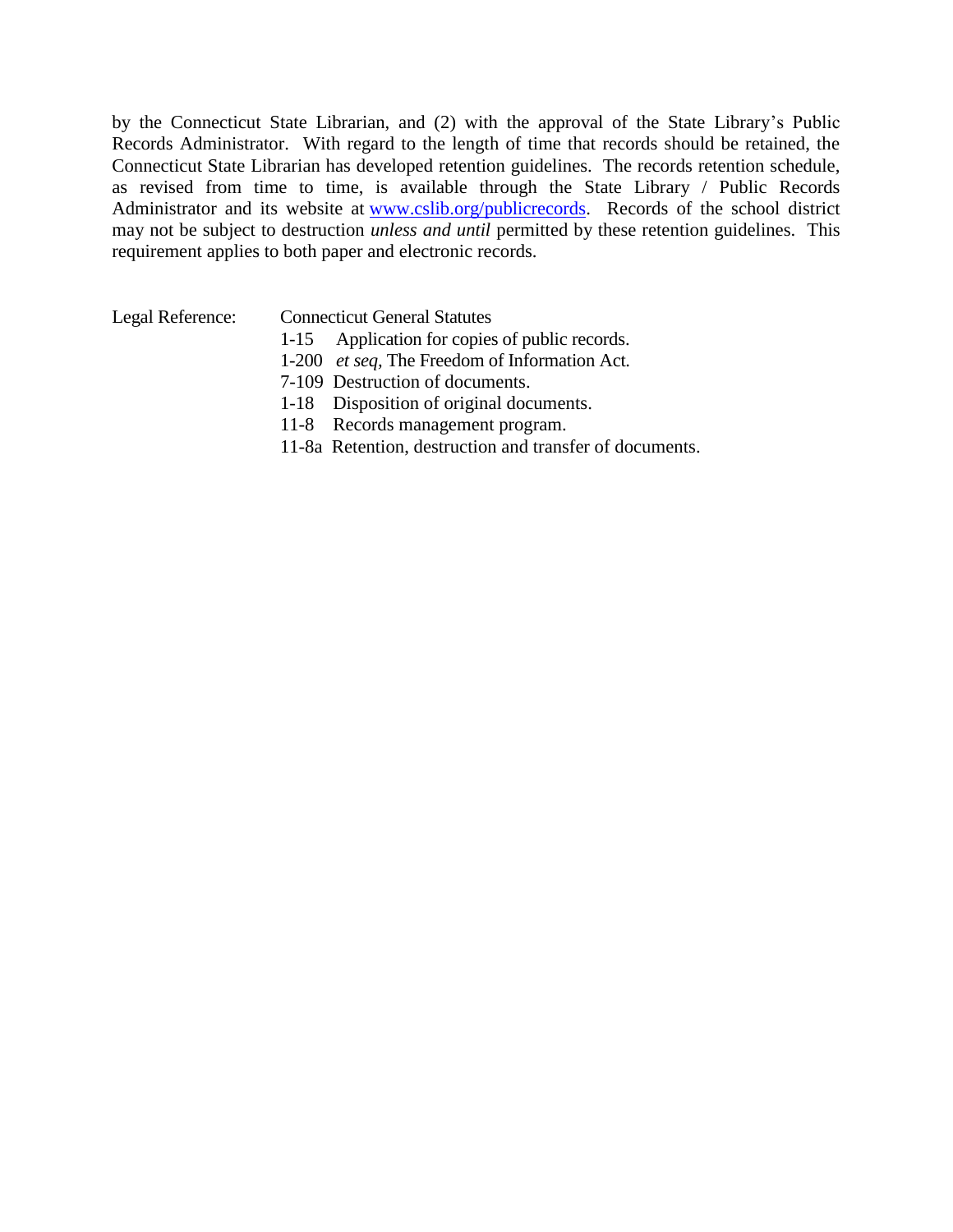by the Connecticut State Librarian, and (2) with the approval of the State Library's Public Records Administrator. With regard to the length of time that records should be retained, the Connecticut State Librarian has developed retention guidelines. The records retention schedule, as revised from time to time, is available through the State Library / Public Records Administrator and its website at [www.cslib.org/publicrecords](http://www.cslib.org/publicrecords). Records of the school district may not be subject to destruction *unless and until* permitted by these retention guidelines. This requirement applies to both paper and electronic records.

Legal Reference: Connecticut General Statutes

- 1-15 Application for copies of public records.
- 1-200 *et seq*, The Freedom of Information Act.
- 7-109 Destruction of documents.
- 1-18 Disposition of original documents.
- 11-8 Records management program.
- 11-8a Retention, destruction and transfer of documents.